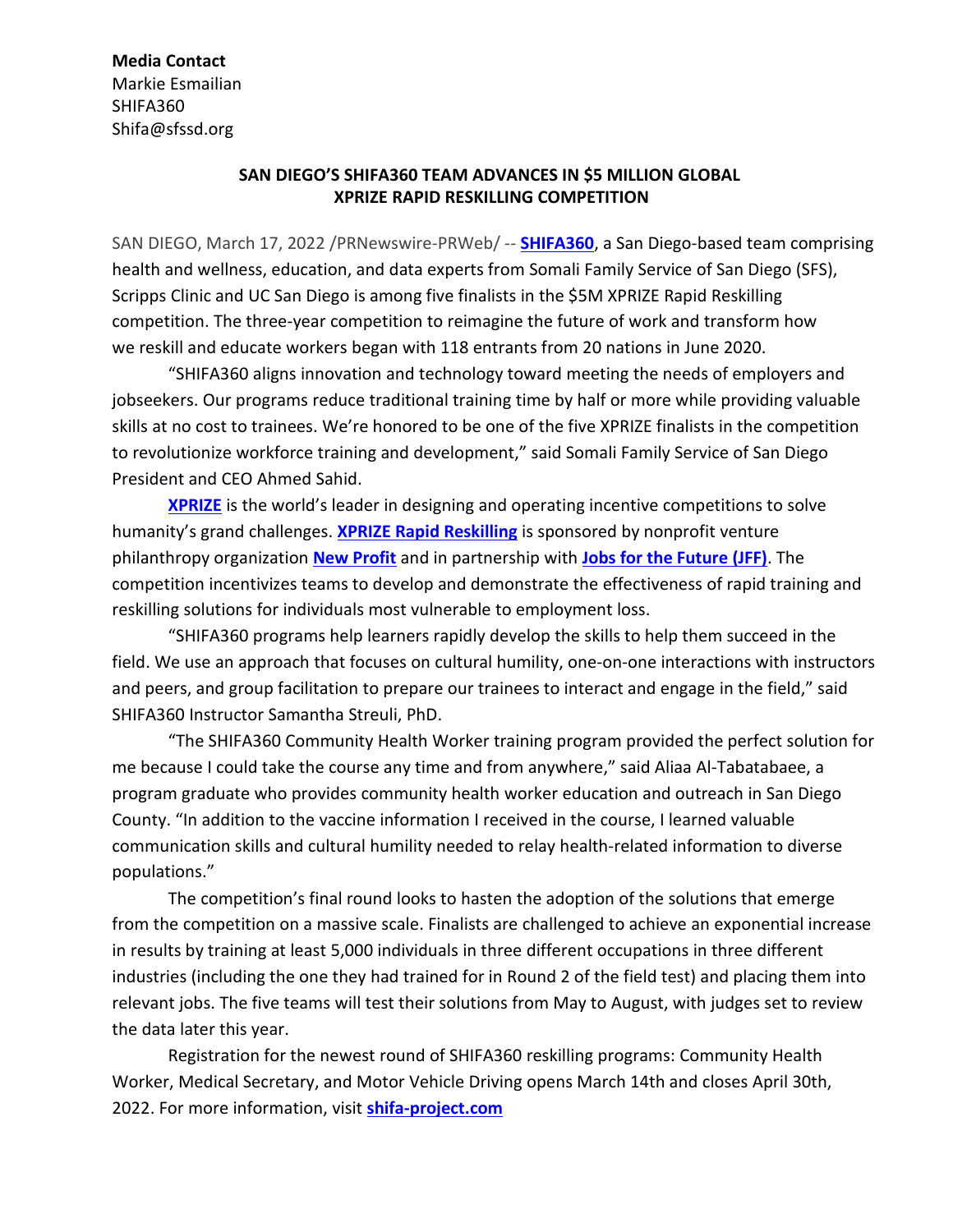**Media Contact**
Markie Esmailian
SHIFA360
Shifa@sfssd.org

**SAN DIEGO'S SHIFA360 TEAM ADVANCES IN $5 MILLION GLOBAL XPRIZE RAPID RESKILLING COMPETITION**

SAN DIEGO, March 17, 2022 /PRNewswire-PRWeb/ -- **SHIFA360**, a San Diego-based team comprising health and wellness, education, and data experts from Somali Family Service of San Diego (SFS), Scripps Clinic and UC San Diego is among five finalists in the $5M XPRIZE Rapid Reskilling competition. The three-year competition to reimagine the future of work and transform how we reskill and educate workers began with 118 entrants from 20 nations in June 2020.

"SHIFA360 aligns innovation and technology toward meeting the needs of employers and jobseekers. Our programs reduce traditional training time by half or more while providing valuable skills at no cost to trainees. We're honored to be one of the five XPRIZE finalists in the competition to revolutionize workforce training and development," said Somali Family Service of San Diego President and CEO Ahmed Sahid.

**XPRIZE** is the world's leader in designing and operating incentive competitions to solve humanity's grand challenges. **XPRIZE Rapid Reskilling** is sponsored by nonprofit venture philanthropy organization **New Profit** and in partnership with **Jobs for the Future (JFF)**. The competition incentivizes teams to develop and demonstrate the effectiveness of rapid training and reskilling solutions for individuals most vulnerable to employment loss.

"SHIFA360 programs help learners rapidly develop the skills to help them succeed in the field. We use an approach that focuses on cultural humility, one-on-one interactions with instructors and peers, and group facilitation to prepare our trainees to interact and engage in the field," said SHIFA360 Instructor Samantha Streuli, PhD.

"The SHIFA360 Community Health Worker training program provided the perfect solution for me because I could take the course any time and from anywhere," said Aliaa Al-Tabatabaee, a program graduate who provides community health worker education and outreach in San Diego County. "In addition to the vaccine information I received in the course, I learned valuable communication skills and cultural humility needed to relay health-related information to diverse populations."

The competition's final round looks to hasten the adoption of the solutions that emerge from the competition on a massive scale. Finalists are challenged to achieve an exponential increase in results by training at least 5,000 individuals in three different occupations in three different industries (including the one they had trained for in Round 2 of the field test) and placing them into relevant jobs. The five teams will test their solutions from May to August, with judges set to review the data later this year.

Registration for the newest round of SHIFA360 reskilling programs: Community Health Worker, Medical Secretary, and Motor Vehicle Driving opens March 14th and closes April 30th, 2022. For more information, visit **shifa-project.com**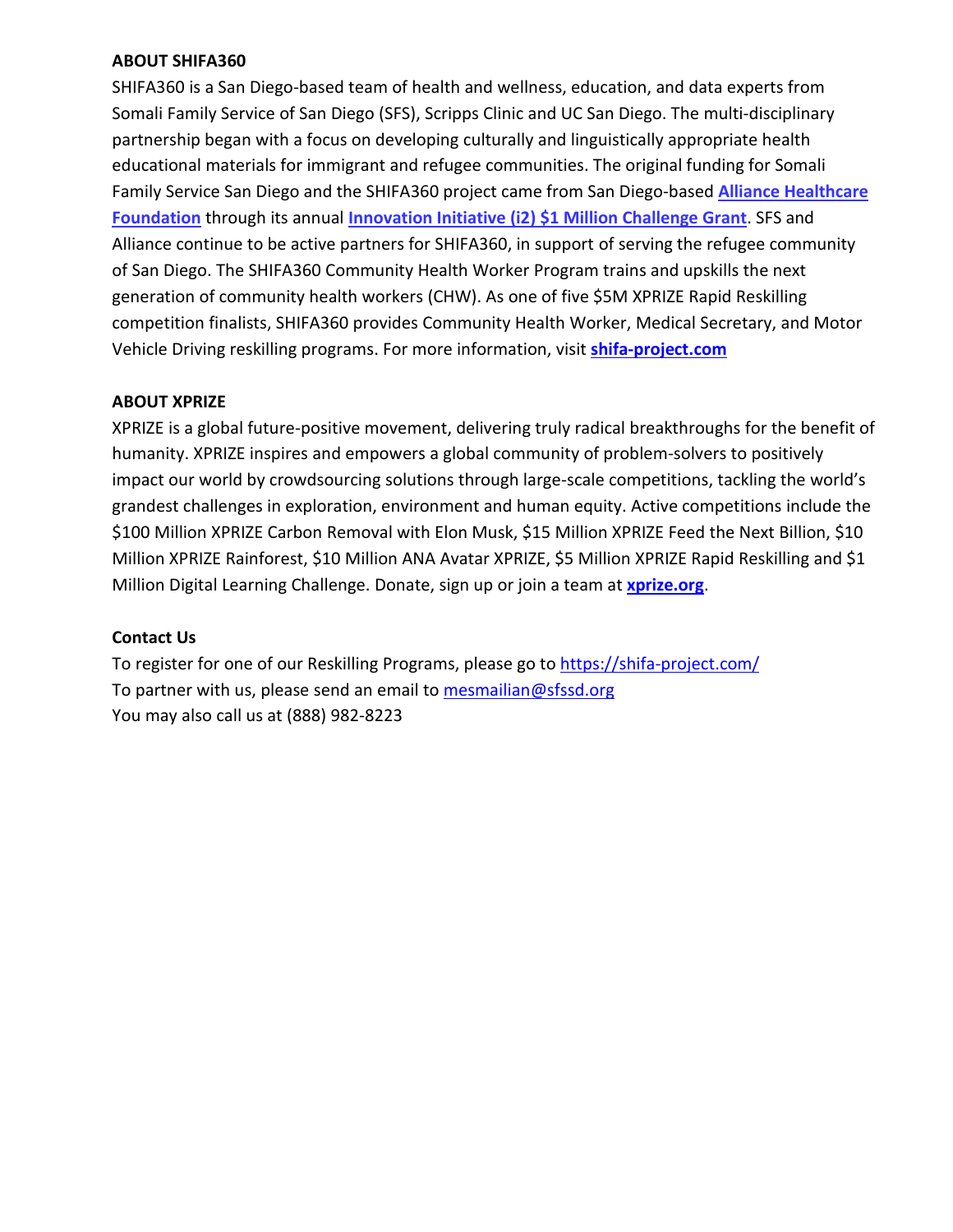**ABOUT SHIFA360**

SHIFA360 is a San Diego-based team of health and wellness, education, and data experts from Somali Family Service of San Diego (SFS), Scripps Clinic and UC San Diego. The multi-disciplinary partnership began with a focus on developing culturally and linguistically appropriate health educational materials for immigrant and refugee communities. The original funding for Somali Family Service San Diego and the SHIFA360 project came from San Diego-based **Alliance Healthcare Foundation** through its annual **Innovation Initiative (i2) $1 Million Challenge Grant**. SFS and Alliance continue to be active partners for SHIFA360, in support of serving the refugee community of San Diego. The SHIFA360 Community Health Worker Program trains and upskills the next generation of community health workers (CHW). As one of five $5M XPRIZE Rapid Reskilling competition finalists, SHIFA360 provides Community Health Worker, Medical Secretary, and Motor Vehicle Driving reskilling programs. For more information, visit **shifa-project.com**

**ABOUT XPRIZE**

XPRIZE is a global future-positive movement, delivering truly radical breakthroughs for the benefit of humanity. XPRIZE inspires and empowers a global community of problem-solvers to positively impact our world by crowdsourcing solutions through large-scale competitions, tackling the world's grandest challenges in exploration, environment and human equity. Active competitions include the $100 Million XPRIZE Carbon Removal with Elon Musk, $15 Million XPRIZE Feed the Next Billion, $10 Million XPRIZE Rainforest, $10 Million ANA Avatar XPRIZE, $5 Million XPRIZE Rapid Reskilling and $1 Million Digital Learning Challenge. Donate, sign up or join a team at **xprize.org**.

**Contact Us**

To register for one of our Reskilling Programs, please go to https://shifa-project.com/
To partner with us, please send an email to mesmailian@sfssd.org
You may also call us at (888) 982-8223